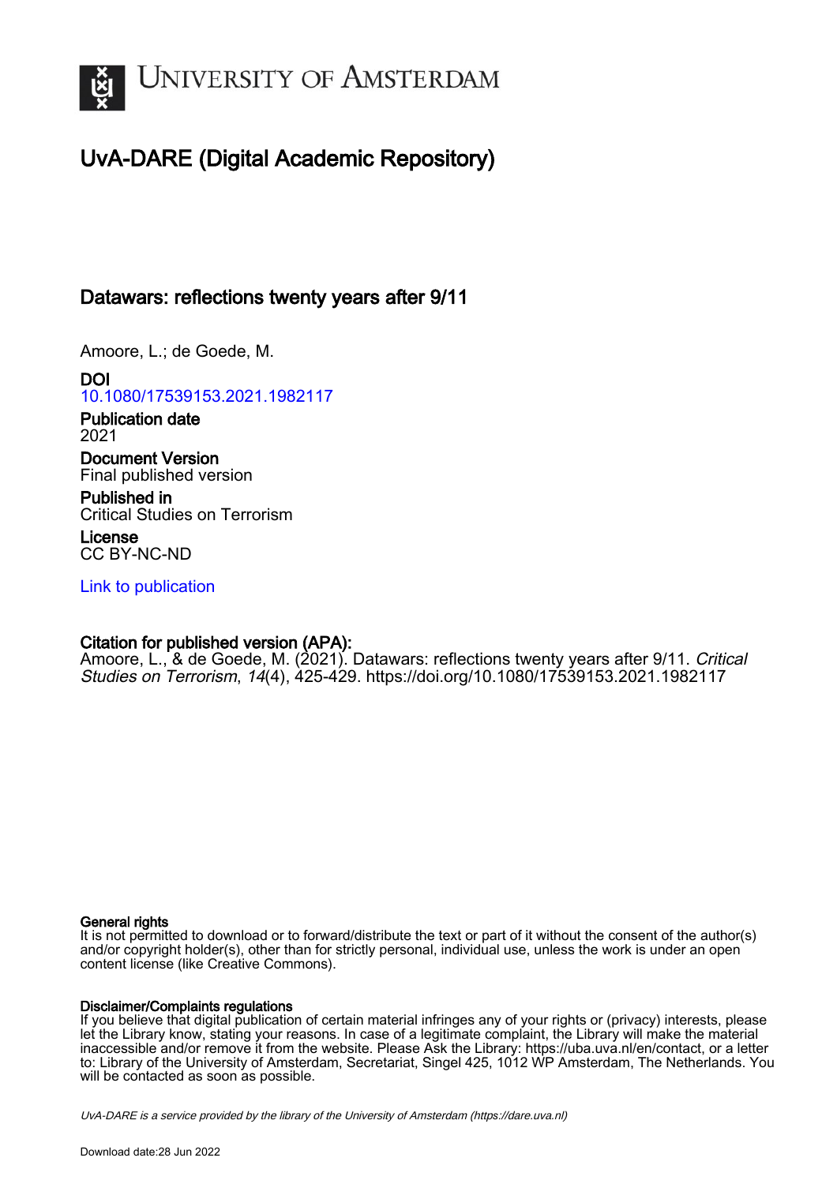# UvA-DARE (Digital Academic Repository)

## Datawars: reflections twenty years after 9/11

Amoore, L.; de Goede, M.

**DOI**
10.1080/17539153.2021.1982117

**Publication date**
2021

**Document Version**
Final published version

**Published in**
Critical Studies on Terrorism

**License**
CC BY-NC-ND

Link to publication

**Citation for published version (APA):**
Amoore, L., & de Goede, M. (2021). Datawars: reflections twenty years after 9/11. *Critical Studies on Terrorism*, *14*(4), 425-429. https://doi.org/10.1080/17539153.2021.1982117

**General rights**
It is not permitted to download or to forward/distribute the text or part of it without the consent of the author(s) and/or copyright holder(s), other than for strictly personal, individual use, unless the work is under an open content license (like Creative Commons).

**Disclaimer/Complaints regulations**
If you believe that digital publication of certain material infringes any of your rights or (privacy) interests, please let the Library know, stating your reasons. In case of a legitimate complaint, the Library will make the material inaccessible and/or remove it from the website. Please Ask the Library: https://uba.uva.nl/en/contact, or a letter to: Library of the University of Amsterdam, Secretariat, Singel 425, 1012 WP Amsterdam, The Netherlands. You will be contacted as soon as possible.

*UvA-DARE is a service provided by the library of the University of Amsterdam (https://dare.uva.nl)*

Download date:28 Jun 2022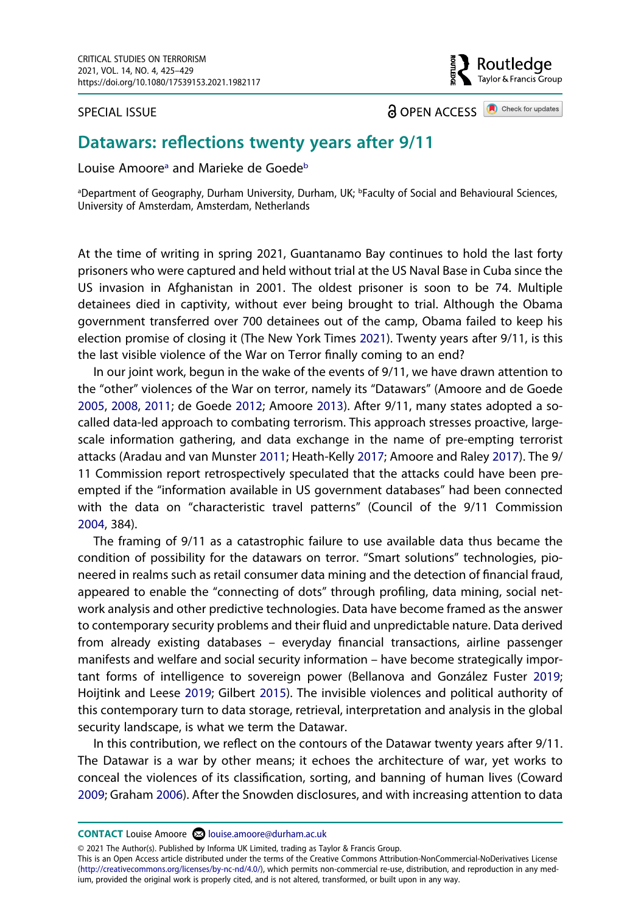SPECIAL ISSUE

OPEN ACCESS

# Datawars: reflections twenty years after 9/11

Louise Amoore[a] and Marieke de Goede[b]

[a]Department of Geography, Durham University, Durham, UK; [b]Faculty of Social and Behavioural Sciences, University of Amsterdam, Amsterdam, Netherlands

At the time of writing in spring 2021, Guantanamo Bay continues to hold the last forty prisoners who were captured and held without trial at the US Naval Base in Cuba since the US invasion in Afghanistan in 2001. The oldest prisoner is soon to be 74. Multiple detainees died in captivity, without ever being brought to trial. Although the Obama government transferred over 700 detainees out of the camp, Obama failed to keep his election promise of closing it (The New York Times 2021). Twenty years after 9/11, is this the last visible violence of the War on Terror finally coming to an end?

In our joint work, begun in the wake of the events of 9/11, we have drawn attention to the "other" violences of the War on terror, namely its "Datawars" (Amoore and de Goede 2005, 2008, 2011; de Goede 2012; Amoore 2013). After 9/11, many states adopted a so-called data-led approach to combating terrorism. This approach stresses proactive, large-scale information gathering, and data exchange in the name of pre-empting terrorist attacks (Aradau and van Munster 2011; Heath-Kelly 2017; Amoore and Raley 2017). The 9/11 Commission report retrospectively speculated that the attacks could have been pre-empted if the "information available in US government databases" had been connected with the data on "characteristic travel patterns" (Council of the 9/11 Commission 2004, 384).

The framing of 9/11 as a catastrophic failure to use available data thus became the condition of possibility for the datawars on terror. "Smart solutions" technologies, pioneered in realms such as retail consumer data mining and the detection of financial fraud, appeared to enable the "connecting of dots" through profiling, data mining, social network analysis and other predictive technologies. Data have become framed as the answer to contemporary security problems and their fluid and unpredictable nature. Data derived from already existing databases – everyday financial transactions, airline passenger manifests and welfare and social security information – have become strategically important forms of intelligence to sovereign power (Bellanova and González Fuster 2019; Hoijtink and Leese 2019; Gilbert 2015). The invisible violences and political authority of this contemporary turn to data storage, retrieval, interpretation and analysis in the global security landscape, is what we term the Datawar.

In this contribution, we reflect on the contours of the Datawar twenty years after 9/11. The Datawar is a war by other means; it echoes the architecture of war, yet works to conceal the violences of its classification, sorting, and banning of human lives (Coward 2009; Graham 2006). After the Snowden disclosures, and with increasing attention to data

**CONTACT** Louise Amoore louise.amoore@durham.ac.uk

© 2021 The Author(s). Published by Informa UK Limited, trading as Taylor & Francis Group.
This is an Open Access article distributed under the terms of the Creative Commons Attribution-NonCommercial-NoDerivatives License (http://creativecommons.org/licenses/by-nc-nd/4.0/), which permits non-commercial re-use, distribution, and reproduction in any medium, provided the original work is properly cited, and is not altered, transformed, or built upon in any way.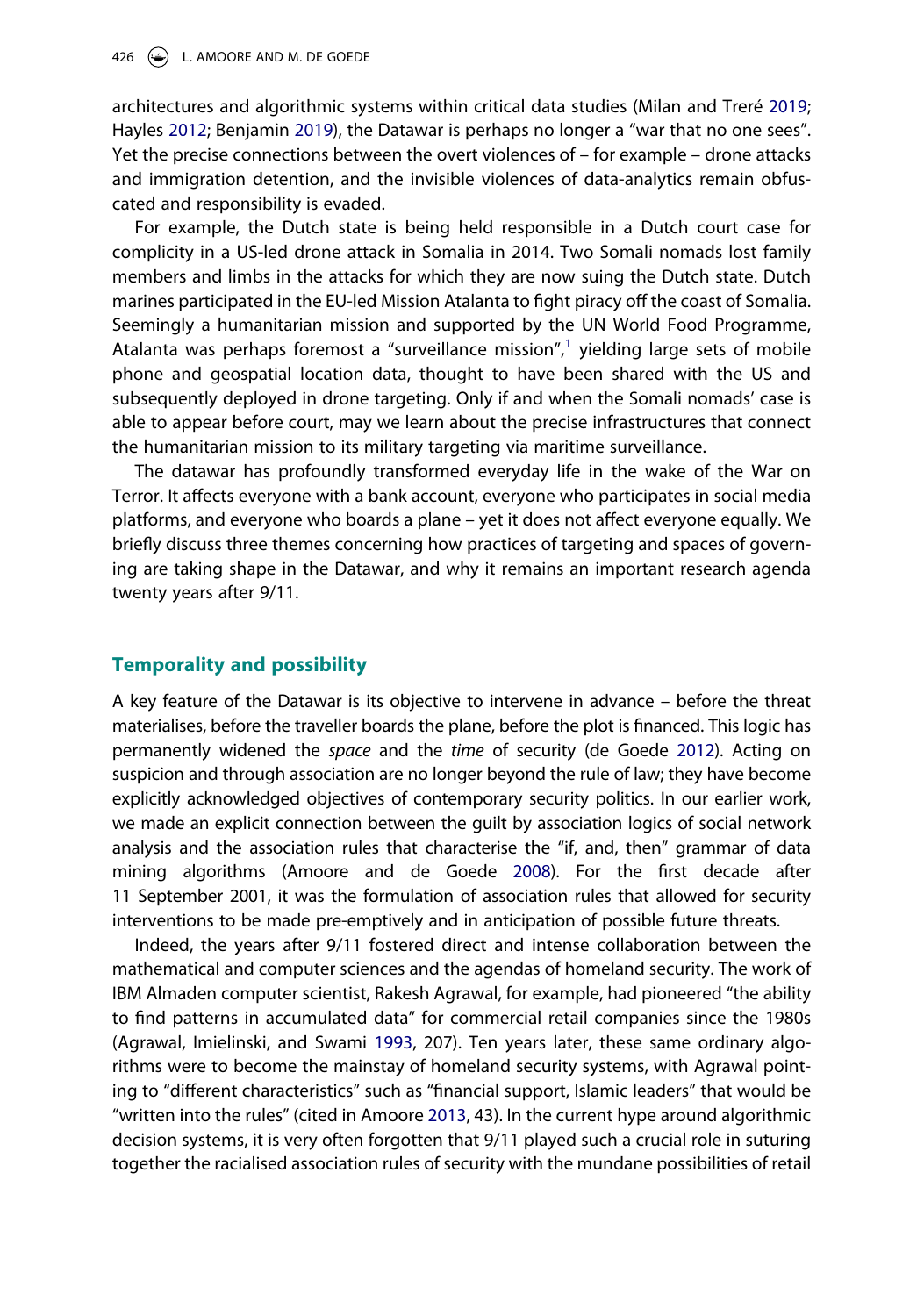architectures and algorithmic systems within critical data studies (Milan and Treré 2019; Hayles 2012; Benjamin 2019), the Datawar is perhaps no longer a "war that no one sees". Yet the precise connections between the overt violences of – for example – drone attacks and immigration detention, and the invisible violences of data-analytics remain obfuscated and responsibility is evaded.

For example, the Dutch state is being held responsible in a Dutch court case for complicity in a US-led drone attack in Somalia in 2014. Two Somali nomads lost family members and limbs in the attacks for which they are now suing the Dutch state. Dutch marines participated in the EU-led Mission Atalanta to fight piracy off the coast of Somalia. Seemingly a humanitarian mission and supported by the UN World Food Programme, Atalanta was perhaps foremost a "surveillance mission",[1] yielding large sets of mobile phone and geospatial location data, thought to have been shared with the US and subsequently deployed in drone targeting. Only if and when the Somali nomads' case is able to appear before court, may we learn about the precise infrastructures that connect the humanitarian mission to its military targeting via maritime surveillance.

The datawar has profoundly transformed everyday life in the wake of the War on Terror. It affects everyone with a bank account, everyone who participates in social media platforms, and everyone who boards a plane – yet it does not affect everyone equally. We briefly discuss three themes concerning how practices of targeting and spaces of governing are taking shape in the Datawar, and why it remains an important research agenda twenty years after 9/11.

## Temporality and possibility

A key feature of the Datawar is its objective to intervene in advance – before the threat materialises, before the traveller boards the plane, before the plot is financed. This logic has permanently widened the *space* and the *time* of security (de Goede 2012). Acting on suspicion and through association are no longer beyond the rule of law; they have become explicitly acknowledged objectives of contemporary security politics. In our earlier work, we made an explicit connection between the guilt by association logics of social network analysis and the association rules that characterise the "if, and, then" grammar of data mining algorithms (Amoore and de Goede 2008). For the first decade after 11 September 2001, it was the formulation of association rules that allowed for security interventions to be made pre-emptively and in anticipation of possible future threats.

Indeed, the years after 9/11 fostered direct and intense collaboration between the mathematical and computer sciences and the agendas of homeland security. The work of IBM Almaden computer scientist, Rakesh Agrawal, for example, had pioneered "the ability to find patterns in accumulated data" for commercial retail companies since the 1980s (Agrawal, Imielinski, and Swami 1993, 207). Ten years later, these same ordinary algorithms were to become the mainstay of homeland security systems, with Agrawal pointing to "different characteristics" such as "financial support, Islamic leaders" that would be "written into the rules" (cited in Amoore 2013, 43). In the current hype around algorithmic decision systems, it is very often forgotten that 9/11 played such a crucial role in suturing together the racialised association rules of security with the mundane possibilities of retail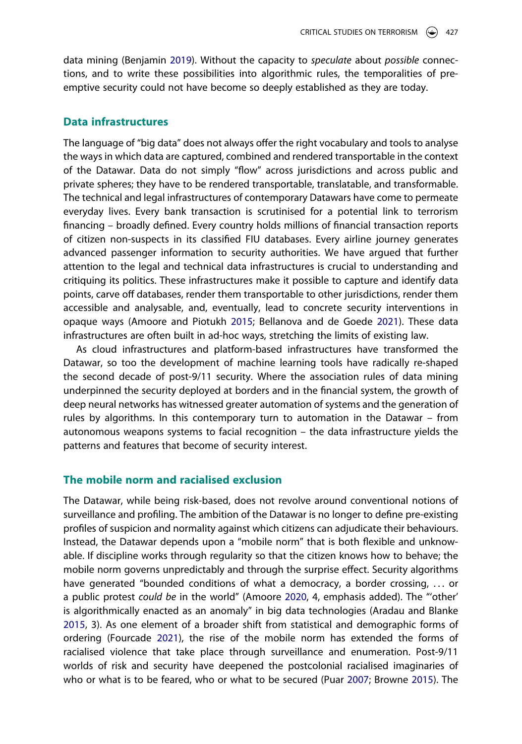data mining (Benjamin 2019). Without the capacity to *speculate* about *possible* connections, and to write these possibilities into algorithmic rules, the temporalities of pre-emptive security could not have become so deeply established as they are today.

## Data infrastructures

The language of "big data" does not always offer the right vocabulary and tools to analyse the ways in which data are captured, combined and rendered transportable in the context of the Datawar. Data do not simply "flow" across jurisdictions and across public and private spheres; they have to be rendered transportable, translatable, and transformable. The technical and legal infrastructures of contemporary Datawars have come to permeate everyday lives. Every bank transaction is scrutinised for a potential link to terrorism financing – broadly defined. Every country holds millions of financial transaction reports of citizen non-suspects in its classified FIU databases. Every airline journey generates advanced passenger information to security authorities. We have argued that further attention to the legal and technical data infrastructures is crucial to understanding and critiquing its politics. These infrastructures make it possible to capture and identify data points, carve off databases, render them transportable to other jurisdictions, render them accessible and analysable, and, eventually, lead to concrete security interventions in opaque ways (Amoore and Piotukh 2015; Bellanova and de Goede 2021). These data infrastructures are often built in ad-hoc ways, stretching the limits of existing law.

As cloud infrastructures and platform-based infrastructures have transformed the Datawar, so too the development of machine learning tools have radically re-shaped the second decade of post-9/11 security. Where the association rules of data mining underpinned the security deployed at borders and in the financial system, the growth of deep neural networks has witnessed greater automation of systems and the generation of rules by algorithms. In this contemporary turn to automation in the Datawar – from autonomous weapons systems to facial recognition – the data infrastructure yields the patterns and features that become of security interest.

## The mobile norm and racialised exclusion

The Datawar, while being risk-based, does not revolve around conventional notions of surveillance and profiling. The ambition of the Datawar is no longer to define pre-existing profiles of suspicion and normality against which citizens can adjudicate their behaviours. Instead, the Datawar depends upon a "mobile norm" that is both flexible and unknowable. If discipline works through regularity so that the citizen knows how to behave; the mobile norm governs unpredictably and through the surprise effect. Security algorithms have generated "bounded conditions of what a democracy, a border crossing, … or a public protest *could be* in the world" (Amoore 2020, 4, emphasis added). The "'other' is algorithmically enacted as an anomaly" in big data technologies (Aradau and Blanke 2015, 3). As one element of a broader shift from statistical and demographic forms of ordering (Fourcade 2021), the rise of the mobile norm has extended the forms of racialised violence that take place through surveillance and enumeration. Post-9/11 worlds of risk and security have deepened the postcolonial racialised imaginaries of who or what is to be feared, who or what to be secured (Puar 2007; Browne 2015). The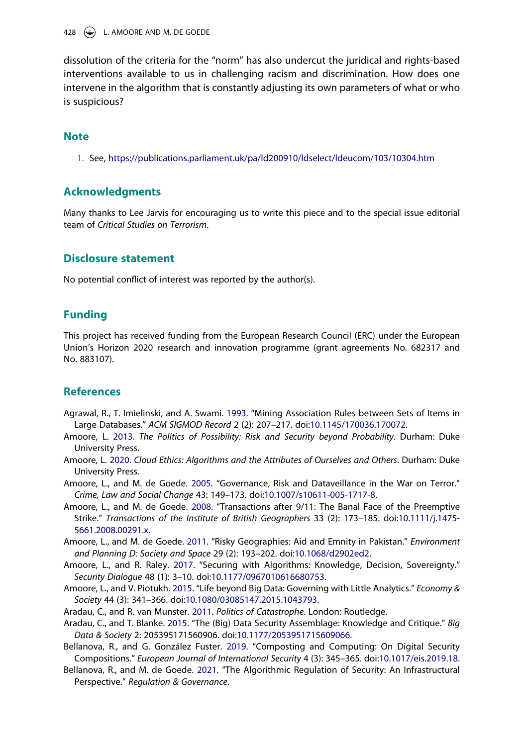dissolution of the criteria for the "norm" has also undercut the juridical and rights-based interventions available to us in challenging racism and discrimination. How does one intervene in the algorithm that is constantly adjusting its own parameters of what or who is suspicious?

## Note

1. See, https://publications.parliament.uk/pa/ld200910/ldselect/ldeucom/103/10304.htm

## Acknowledgments

Many thanks to Lee Jarvis for encouraging us to write this piece and to the special issue editorial team of *Critical Studies on Terrorism*.

## Disclosure statement

No potential conflict of interest was reported by the author(s).

## Funding

This project has received funding from the European Research Council (ERC) under the European Union's Horizon 2020 research and innovation programme (grant agreements No. 682317 and No. 883107).

## References

Agrawal, R., T. Imielinski, and A. Swami. 1993. "Mining Association Rules between Sets of Items in Large Databases." *ACM SIGMOD Record* 2 (2): 207–217. doi:10.1145/170036.170072.

Amoore, L. 2013. *The Politics of Possibility: Risk and Security beyond Probability*. Durham: Duke University Press.

Amoore, L. 2020. *Cloud Ethics: Algorithms and the Attributes of Ourselves and Others*. Durham: Duke University Press.

Amoore, L., and M. de Goede. 2005. "Governance, Risk and Dataveillance in the War on Terror." *Crime, Law and Social Change* 43: 149–173. doi:10.1007/s10611-005-1717-8.

Amoore, L., and M. de Goede. 2008. "Transactions after 9/11: The Banal Face of the Preemptive Strike." *Transactions of the Institute of British Geographers* 33 (2): 173–185. doi:10.1111/j.1475-5661.2008.00291.x.

Amoore, L., and M. de Goede. 2011. "Risky Geographies: Aid and Emnity in Pakistan." *Environment and Planning D: Society and Space* 29 (2): 193–202. doi:10.1068/d2902ed2.

Amoore, L., and R. Raley. 2017. "Securing with Algorithms: Knowledge, Decision, Sovereignty." *Security Dialogue* 48 (1): 3–10. doi:10.1177/0967010616680753.

Amoore, L., and V. Piotukh. 2015. "Life beyond Big Data: Governing with Little Analytics." *Economy & Society* 44 (3): 341–366. doi:10.1080/03085147.2015.1043793.

Aradau, C., and R. van Munster. 2011. *Politics of Catastrophe*. London: Routledge.

Aradau, C., and T. Blanke. 2015. "The (Big) Data Security Assemblage: Knowledge and Critique." *Big Data & Society* 2: 205395171560906. doi:10.1177/2053951715609066.

Bellanova, R., and G. González Fuster. 2019. "Composting and Computing: On Digital Security Compositions." *European Journal of International Security* 4 (3): 345–365. doi:10.1017/eis.2019.18.

Bellanova, R., and M. de Goede. 2021. "The Algorithmic Regulation of Security: An Infrastructural Perspective." *Regulation & Governance*.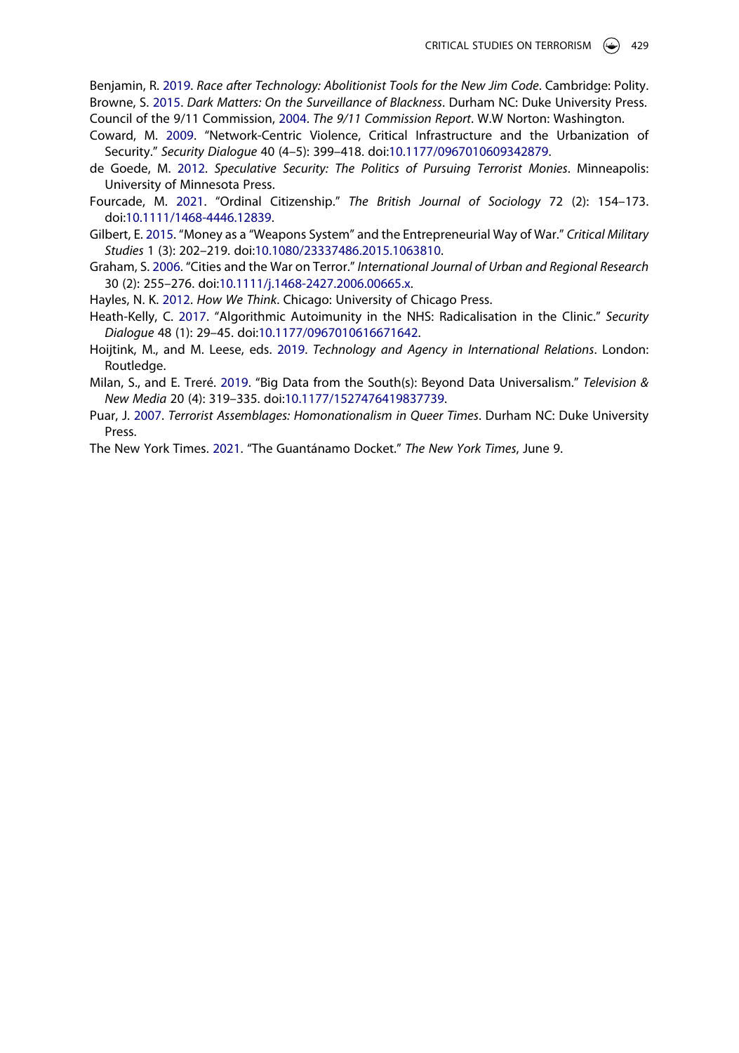Benjamin, R. 2019. *Race after Technology: Abolitionist Tools for the New Jim Code*. Cambridge: Polity.

Browne, S. 2015. *Dark Matters: On the Surveillance of Blackness*. Durham NC: Duke University Press.

Council of the 9/11 Commission, 2004. *The 9/11 Commission Report*. W.W Norton: Washington.

Coward, M. 2009. "Network-Centric Violence, Critical Infrastructure and the Urbanization of Security." *Security Dialogue* 40 (4–5): 399–418. doi:10.1177/0967010609342879.

de Goede, M. 2012. *Speculative Security: The Politics of Pursuing Terrorist Monies*. Minneapolis: University of Minnesota Press.

Fourcade, M. 2021. "Ordinal Citizenship." *The British Journal of Sociology* 72 (2): 154–173. doi:10.1111/1468-4446.12839.

Gilbert, E. 2015. "Money as a "Weapons System" and the Entrepreneurial Way of War." *Critical Military Studies* 1 (3): 202–219. doi:10.1080/23337486.2015.1063810.

Graham, S. 2006. "Cities and the War on Terror." *International Journal of Urban and Regional Research* 30 (2): 255–276. doi:10.1111/j.1468-2427.2006.00665.x.

Hayles, N. K. 2012. *How We Think*. Chicago: University of Chicago Press.

Heath-Kelly, C. 2017. "Algorithmic Autoimunity in the NHS: Radicalisation in the Clinic." *Security Dialogue* 48 (1): 29–45. doi:10.1177/0967010616671642.

Hoijtink, M., and M. Leese, eds. 2019. *Technology and Agency in International Relations*. London: Routledge.

Milan, S., and E. Treré. 2019. "Big Data from the South(s): Beyond Data Universalism." *Television & New Media* 20 (4): 319–335. doi:10.1177/1527476419837739.

Puar, J. 2007. *Terrorist Assemblages: Homonationalism in Queer Times*. Durham NC: Duke University Press.

The New York Times. 2021. "The Guantánamo Docket." *The New York Times*, June 9.